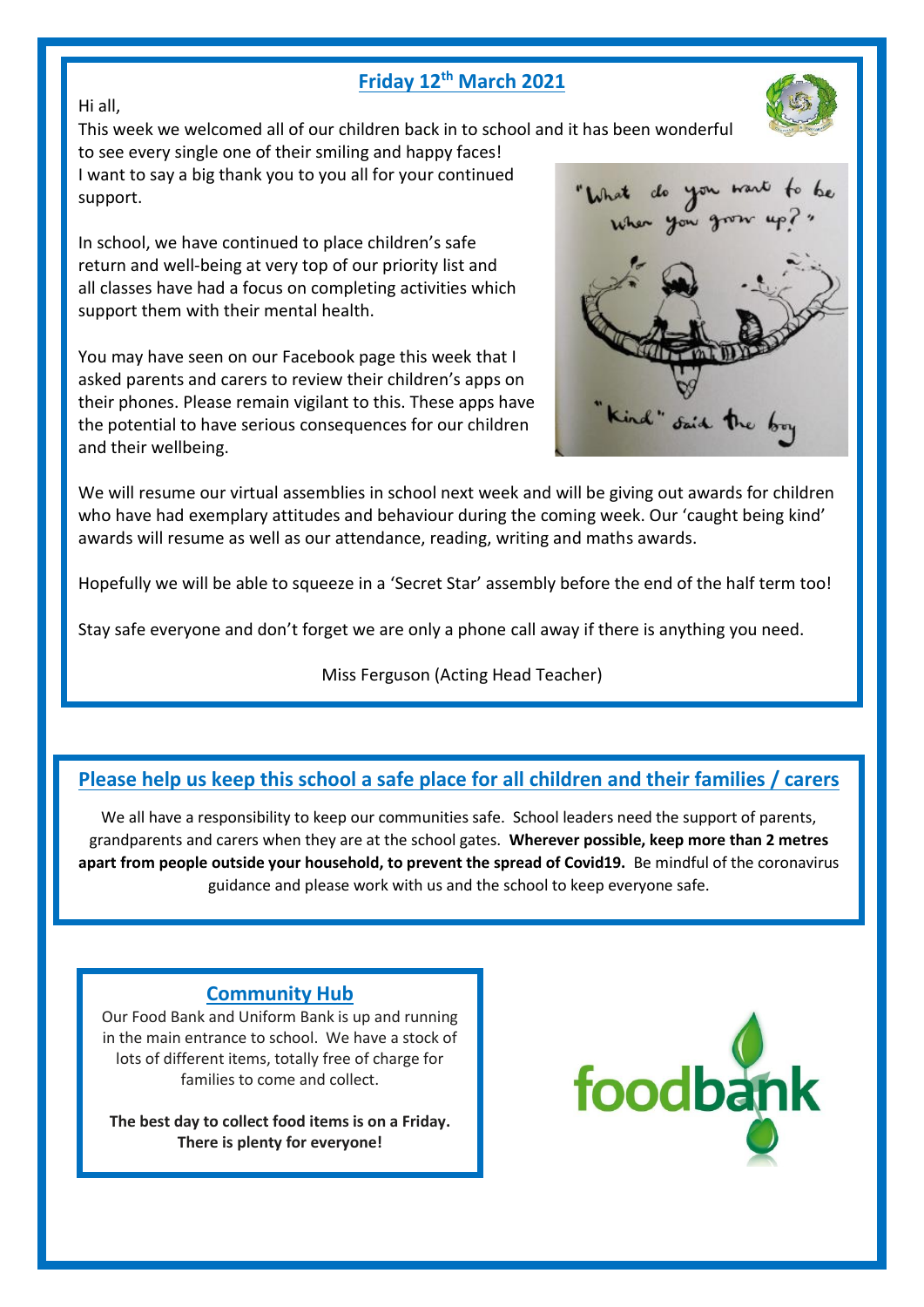## Friday 12th March 2021

Hi all,

This week we welcomed all of our children back in to school and it has been wonderful to see every single one of their smiling and happy faces!

I want to say a big thank you to you all for your continued support.

In school, we have continued to place children's safe return and well-being at very top of our priority list and all classes have had a focus on completing activities which support them with their mental health.

You may have seen on our Facebook page this week that I asked parents and carers to review their children's apps on their phones. Please remain vigilant to this. These apps have the potential to have serious consequences for our children and their wellbeing.

We will resume our virtual assemblies in school next week and will be giving out awards for children who have had exemplary attitudes and behaviour during the coming week. Our 'caught being kind' awards will resume as well as our attendance, reading, writing and maths awards.

Hopefully we will be able to squeeze in a 'Secret Star' assembly before the end of the half term too!

Stay safe everyone and don't forget we are only a phone call away if there is anything you need.

Miss Ferguson (Acting Head Teacher)

## Please help us keep this school a safe place for all children and their families / carers

We all have a responsibility to keep our communities safe. School leaders need the support of parents, grandparents and carers when they are at the school gates. **Wherever possible, keep more than 2 metres apart from people outside your household, to prevent the spread of Covid19.** Be mindful of the coronavirus guidance and please work with us and the school to keep everyone safe.

## Community Hub

Our Food Bank and Uniform Bank is up and running in the main entrance to school. We have a stock of lots of different items, totally free of charge for families to come and collect.

**The best day to collect food items is on a Friday. There is plenty for everyone!**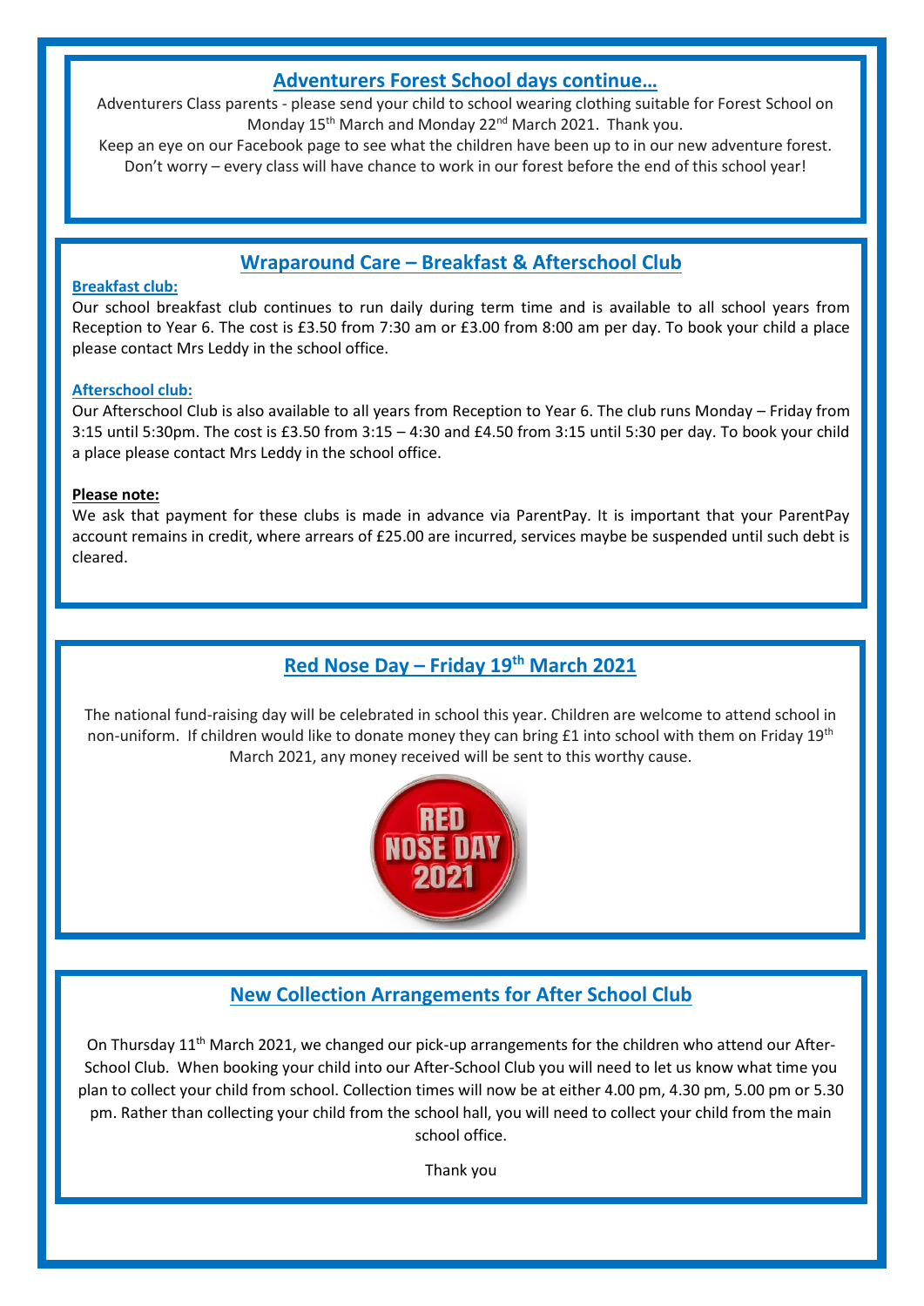## Adventurers Forest School days continue…

Adventurers Class parents - please send your child to school wearing clothing suitable for Forest School on Monday 15th March and Monday 22nd March 2021. Thank you.

Keep an eye on our Facebook page to see what the children have been up to in our new adventure forest. Don't worry – every class will have chance to work in our forest before the end of this school year!

## Wraparound Care – Breakfast & Afterschool Club

**Breakfast club:**

Our school breakfast club continues to run daily during term time and is available to all school years from Reception to Year 6. The cost is £3.50 from 7:30 am or £3.00 from 8:00 am per day. To book your child a place please contact Mrs Leddy in the school office.

**Afterschool club:**

Our Afterschool Club is also available to all years from Reception to Year 6. The club runs Monday – Friday from 3:15 until 5:30pm. The cost is £3.50 from 3:15 – 4:30 and £4.50 from 3:15 until 5:30 per day. To book your child a place please contact Mrs Leddy in the school office.

**Please note:**

We ask that payment for these clubs is made in advance via ParentPay. It is important that your ParentPay account remains in credit, where arrears of £25.00 are incurred, services maybe be suspended until such debt is cleared.

## Red Nose Day – Friday 19th March 2021

The national fund-raising day will be celebrated in school this year. Children are welcome to attend school in non-uniform. If children would like to donate money they can bring £1 into school with them on Friday 19th March 2021, any money received will be sent to this worthy cause.

## New Collection Arrangements for After School Club

On Thursday 11th March 2021, we changed our pick-up arrangements for the children who attend our After-School Club. When booking your child into our After-School Club you will need to let us know what time you plan to collect your child from school. Collection times will now be at either 4.00 pm, 4.30 pm, 5.00 pm or 5.30 pm. Rather than collecting your child from the school hall, you will need to collect your child from the main school office.

Thank you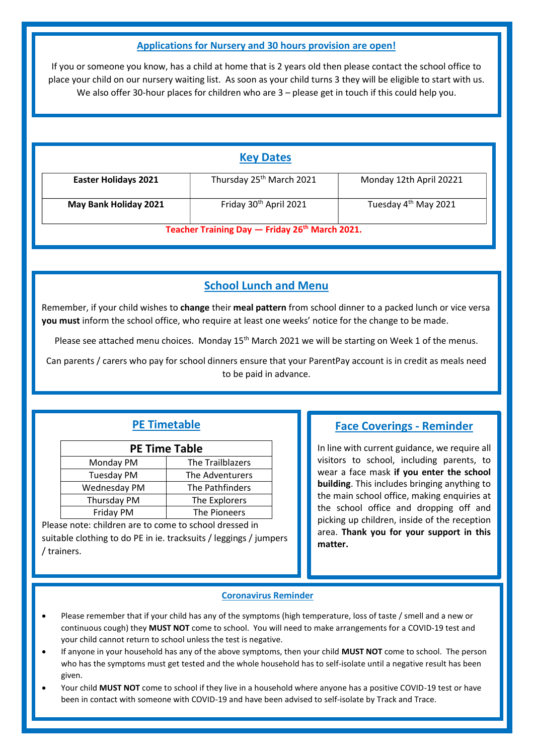## Applications for Nursery and 30 hours provision are open!

If you or someone you know, has a child at home that is 2 years old then please contact the school office to place your child on our nursery waiting list. As soon as your child turns 3 they will be eligible to start with us. We also offer 30-hour places for children who are 3 – please get in touch if this could help you.

## Key Dates

| | | |
|---|---|---|
| **Easter Holidays 2021** | Thursday 25th March 2021 | Monday 12th April 20221 |
| **May Bank Holiday 2021** | Friday 30th April 2021 | Tuesday 4th May 2021 |

**Teacher Training Day — Friday 26th March 2021.**

## School Lunch and Menu

Remember, if your child wishes to **change** their **meal pattern** from school dinner to a packed lunch or vice versa **you must** inform the school office, who require at least one weeks' notice for the change to be made.

Please see attached menu choices. Monday 15th March 2021 we will be starting on Week 1 of the menus.

Can parents / carers who pay for school dinners ensure that your ParentPay account is in credit as meals need to be paid in advance.

## PE Timetable

| PE Time Table | |
|---|---|
| Monday PM | The Trailblazers |
| Tuesday PM | The Adventurers |
| Wednesday PM | The Pathfinders |
| Thursday PM | The Explorers |
| Friday PM | The Pioneers |

Please note: children are to come to school dressed in suitable clothing to do PE in ie. tracksuits / leggings / jumpers / trainers.

## Face Coverings - Reminder

In line with current guidance, we require all visitors to school, including parents, to wear a face mask **if you enter the school building**. This includes bringing anything to the main school office, making enquiries at the school office and dropping off and picking up children, inside of the reception area. **Thank you for your support in this matter.**

## Coronavirus Reminder

- Please remember that if your child has any of the symptoms (high temperature, loss of taste / smell and a new or continuous cough) they **MUST NOT** come to school. You will need to make arrangements for a COVID-19 test and your child cannot return to school unless the test is negative.
- If anyone in your household has any of the above symptoms, then your child **MUST NOT** come to school. The person who has the symptoms must get tested and the whole household has to self-isolate until a negative result has been given.
- Your child **MUST NOT** come to school if they live in a household where anyone has a positive COVID-19 test or have been in contact with someone with COVID-19 and have been advised to self-isolate by Track and Trace.